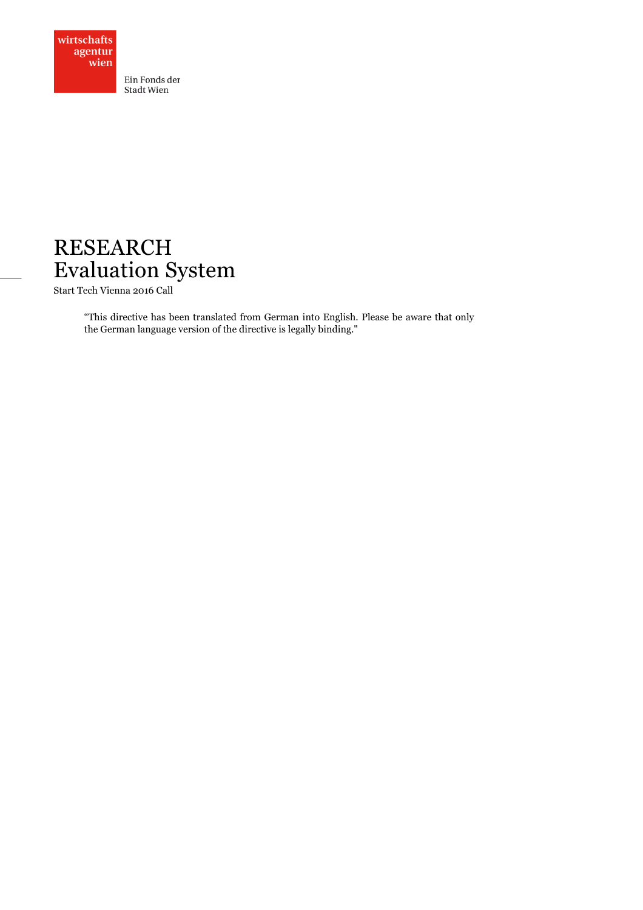wirtschafts agentur wien

Ein Fonds der Stadt Wien

# RESEARCH Evaluation System

Start Tech Vienna 2016 Call

"This directive has been translated from German into English. Please be aware that only the German language version of the directive is legally binding."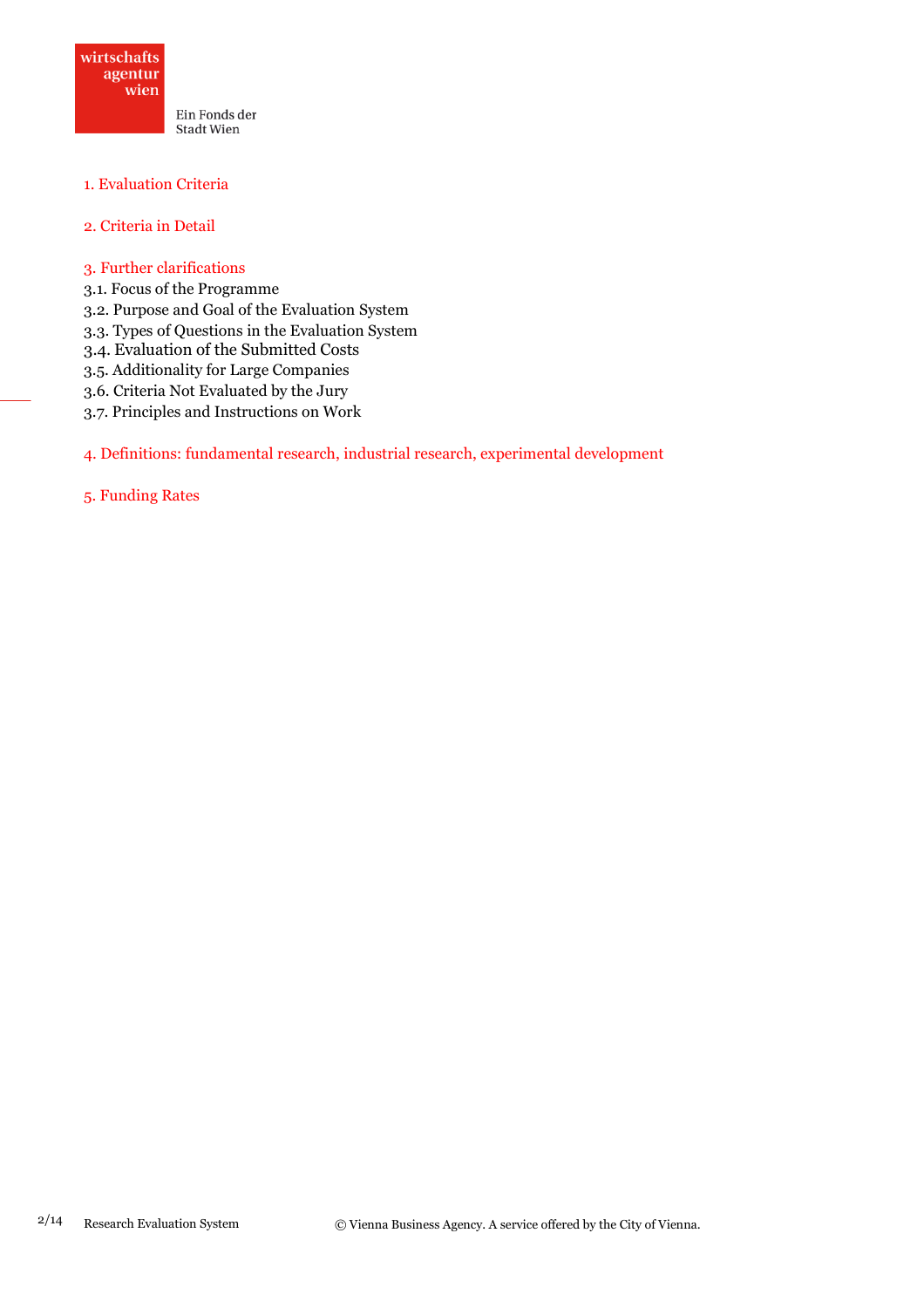1. Evaluation Criteria

2. Criteria in Detail

3. Further clarifications
3.1. Focus of the Programme
3.2. Purpose and Goal of the Evaluation System
3.3. Types of Questions in the Evaluation System
3.4. Evaluation of the Submitted Costs
3.5. Additionality for Large Companies
3.6. Criteria Not Evaluated by the Jury
3.7. Principles and Instructions on Work

4. Definitions: fundamental research, industrial research, experimental development

5. Funding Rates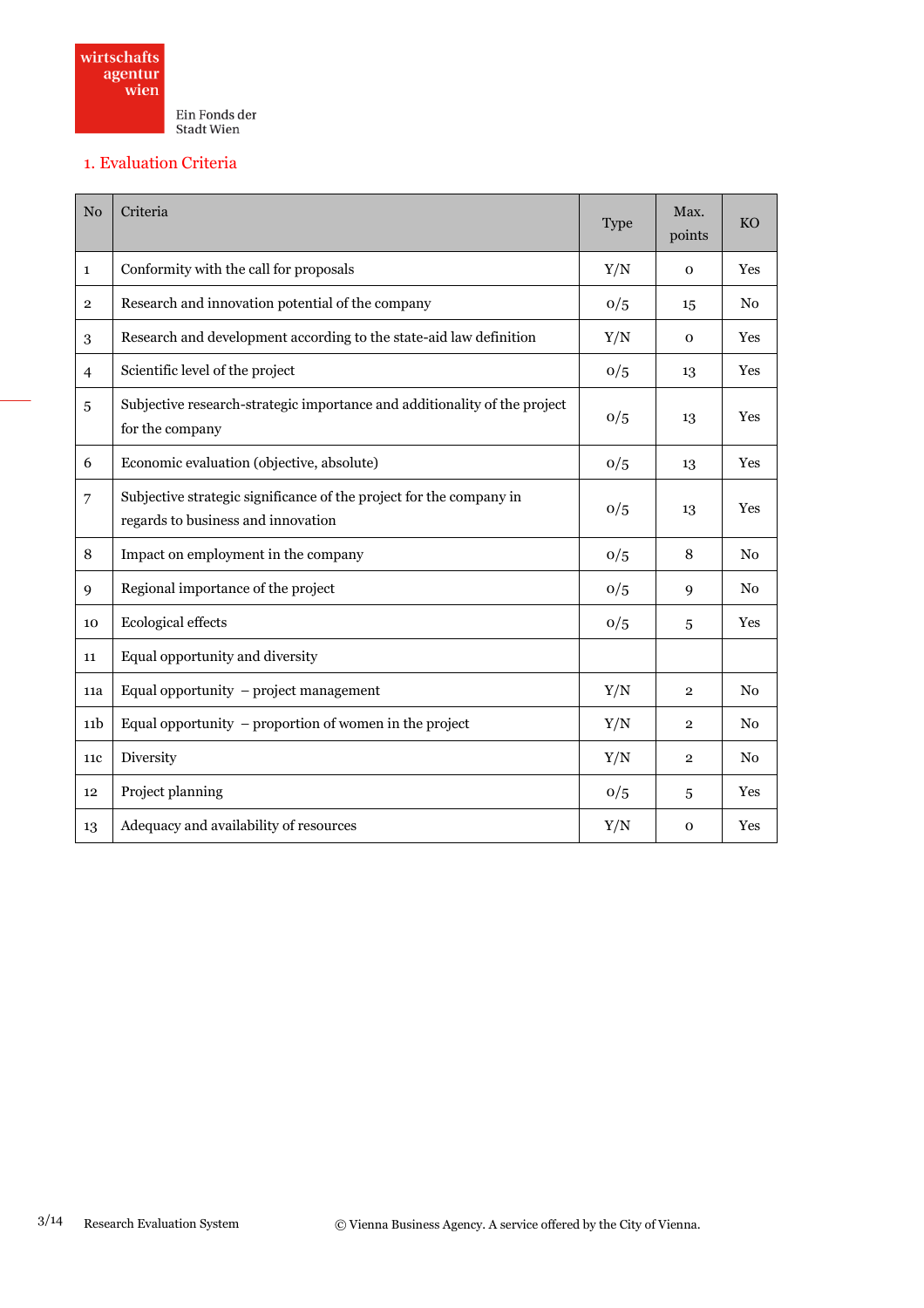## 1. Evaluation Criteria

| No | Criteria | Type | Max. points | KO |
|---|---|---|---|---|
| 1 | Conformity with the call for proposals | Y/N | 0 | Yes |
| 2 | Research and innovation potential of the company | 0/5 | 15 | No |
| 3 | Research and development according to the state-aid law definition | Y/N | 0 | Yes |
| 4 | Scientific level of the project | 0/5 | 13 | Yes |
| 5 | Subjective research-strategic importance and additionality of the project for the company | 0/5 | 13 | Yes |
| 6 | Economic evaluation (objective, absolute) | 0/5 | 13 | Yes |
| 7 | Subjective strategic significance of the project for the company in regards to business and innovation | 0/5 | 13 | Yes |
| 8 | Impact on employment in the company | 0/5 | 8 | No |
| 9 | Regional importance of the project | 0/5 | 9 | No |
| 10 | Ecological effects | 0/5 | 5 | Yes |
| 11 | Equal opportunity and diversity | | | |
| 11a | Equal opportunity – project management | Y/N | 2 | No |
| 11b | Equal opportunity – proportion of women in the project | Y/N | 2 | No |
| 11c | Diversity | Y/N | 2 | No |
| 12 | Project planning | 0/5 | 5 | Yes |
| 13 | Adequacy and availability of resources | Y/N | 0 | Yes |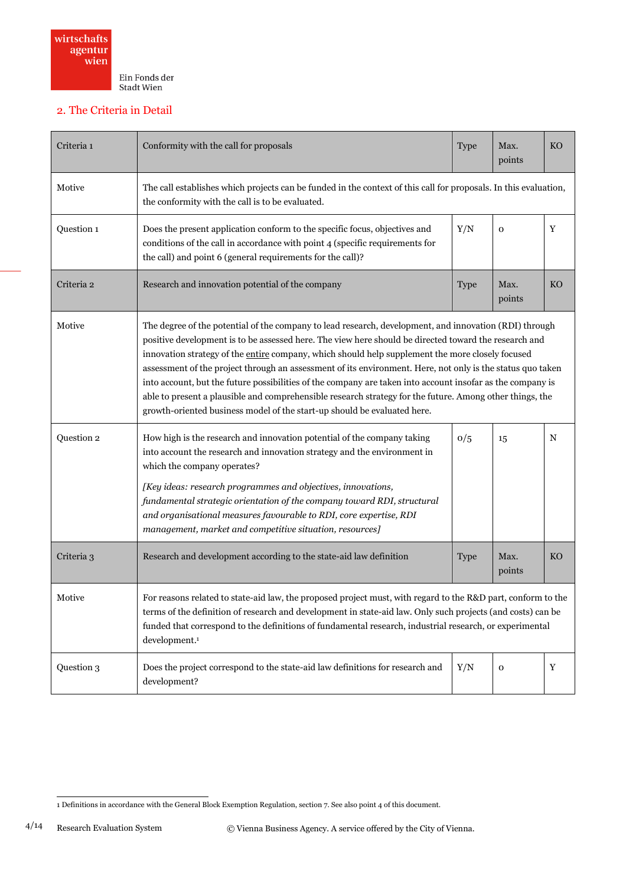## 2. The Criteria in Detail

| Criteria 1 | Conformity with the call for proposals | Type | Max. points | KO |
|---|---|---|---|---|
| Motive | The call establishes which projects can be funded in the context of this call for proposals. In this evaluation, the conformity with the call is to be evaluated. | | | |
| Question 1 | Does the present application conform to the specific focus, objectives and conditions of the call in accordance with point 4 (specific requirements for the call) and point 6 (general requirements for the call)? | Y/N | 0 | Y |
| **Criteria 2** | **Research and innovation potential of the company** | **Type** | **Max. points** | **KO** |
| Motive | The degree of the potential of the company to lead research, development, and innovation (RDI) through positive development is to be assessed here. The view here should be directed toward the research and innovation strategy of the entire company, which should help supplement the more closely focused assessment of the project through an assessment of its environment. Here, not only is the status quo taken into account, but the future possibilities of the company are taken into account insofar as the company is able to present a plausible and comprehensible research strategy for the future. Among other things, the growth-oriented business model of the start-up should be evaluated here. | | | |
| Question 2 | How high is the research and innovation potential of the company taking into account the research and innovation strategy and the environment in which the company operates? *[Key ideas: research programmes and objectives, innovations, fundamental strategic orientation of the company toward RDI, structural and organisational measures favourable to RDI, core expertise, RDI management, market and competitive situation, resources]* | 0/5 | 15 | N |
| **Criteria 3** | **Research and development according to the state-aid law definition** | **Type** | **Max. points** | **KO** |
| Motive | For reasons related to state-aid law, the proposed project must, with regard to the R&D part, conform to the terms of the definition of research and development in state-aid law. Only such projects (and costs) can be funded that correspond to the definitions of fundamental research, industrial research, or experimental development.[1] | | | |
| Question 3 | Does the project correspond to the state-aid law definitions for research and development? | Y/N | 0 | Y |

[1] Definitions in accordance with the General Block Exemption Regulation, section 7. See also point 4 of this document.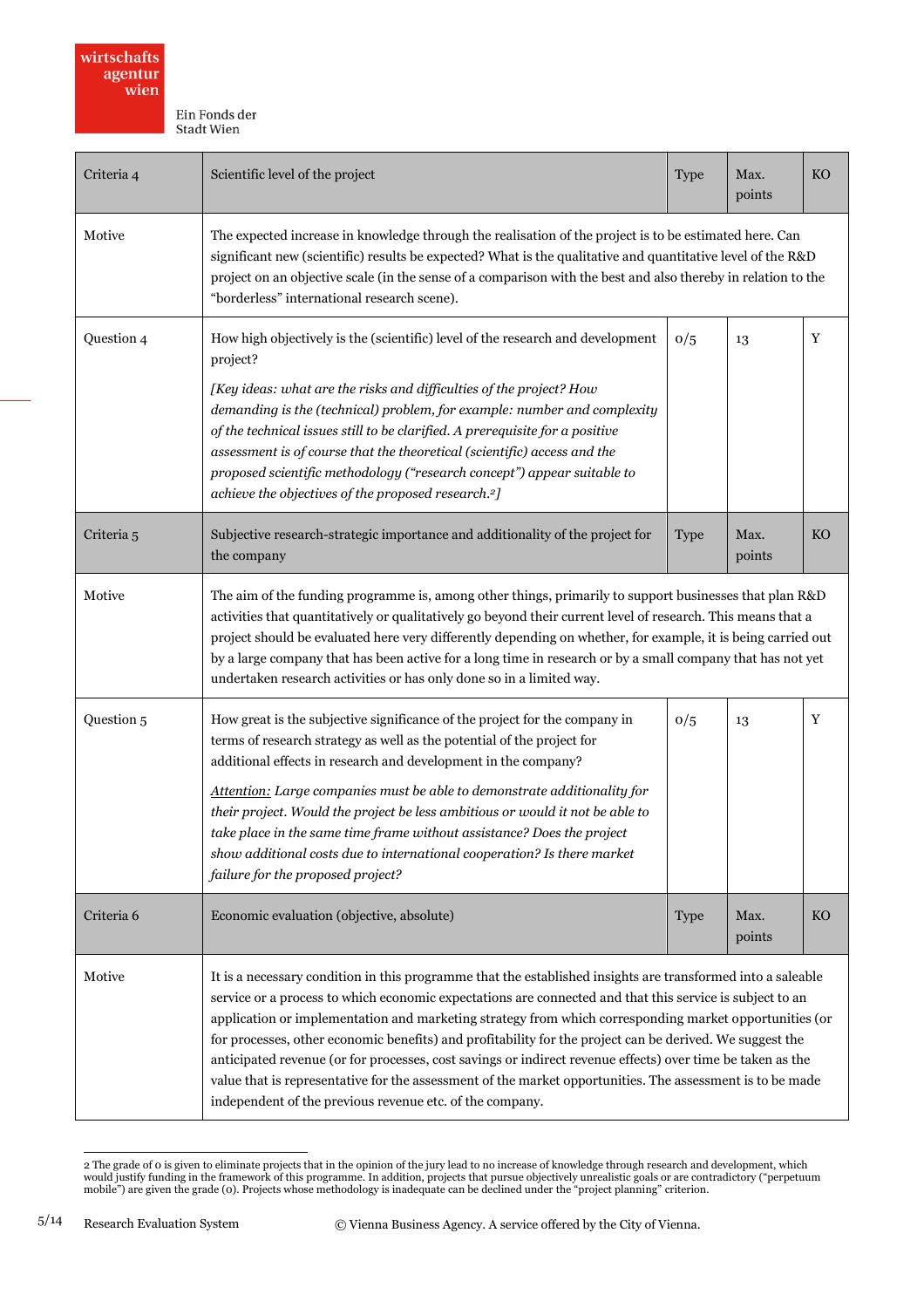| Criteria 4 | Scientific level of the project | Type | Max. points | KO |
|---|---|---|---|---|
| Motive | The expected increase in knowledge through the realisation of the project is to be estimated here. Can significant new (scientific) results be expected? What is the qualitative and quantitative level of the R&D project on an objective scale (in the sense of a comparison with the best and also thereby in relation to the "borderless" international research scene). | | | |
| Question 4 | How high objectively is the (scientific) level of the research and development project?<br><br>*[Key ideas: what are the risks and difficulties of the project? How demanding is the (technical) problem, for example: number and complexity of the technical issues still to be clarified. A prerequisite for a positive assessment is of course that the theoretical (scientific) access and the proposed scientific methodology ("research concept") appear suitable to achieve the objectives of the proposed research.[2]]* | 0/5 | 13 | Y |
| **Criteria 5** | **Subjective research-strategic importance and additionality of the project for the company** | **Type** | **Max. points** | **KO** |
| Motive | The aim of the funding programme is, among other things, primarily to support businesses that plan R&D activities that quantitatively or qualitatively go beyond their current level of research. This means that a project should be evaluated here very differently depending on whether, for example, it is being carried out by a large company that has been active for a long time in research or by a small company that has not yet undertaken research activities or has only done so in a limited way. | | | |
| Question 5 | How great is the subjective significance of the project for the company in terms of research strategy as well as the potential of the project for additional effects in research and development in the company?<br><br>*<u>Attention:</u> Large companies must be able to demonstrate additionality for their project. Would the project be less ambitious or would it not be able to take place in the same time frame without assistance? Does the project show additional costs due to international cooperation? Is there market failure for the proposed project?* | 0/5 | 13 | Y |
| **Criteria 6** | **Economic evaluation (objective, absolute)** | **Type** | **Max. points** | **KO** |
| Motive | It is a necessary condition in this programme that the established insights are transformed into a saleable service or a process to which economic expectations are connected and that this service is subject to an application or implementation and marketing strategy from which corresponding market opportunities (or for processes, other economic benefits) and profitability for the project can be derived. We suggest the anticipated revenue (or for processes, cost savings or indirect revenue effects) over time be taken as the value that is representative for the assessment of the market opportunities. The assessment is to be made independent of the previous revenue etc. of the company. | | | |

2 The grade of 0 is given to eliminate projects that in the opinion of the jury lead to no increase of knowledge through research and development, which would justify funding in the framework of this programme. In addition, projects that pursue objectively unrealistic goals or are contradictory ("perpetuum mobile") are given the grade (0). Projects whose methodology is inadequate can be declined under the "project planning" criterion.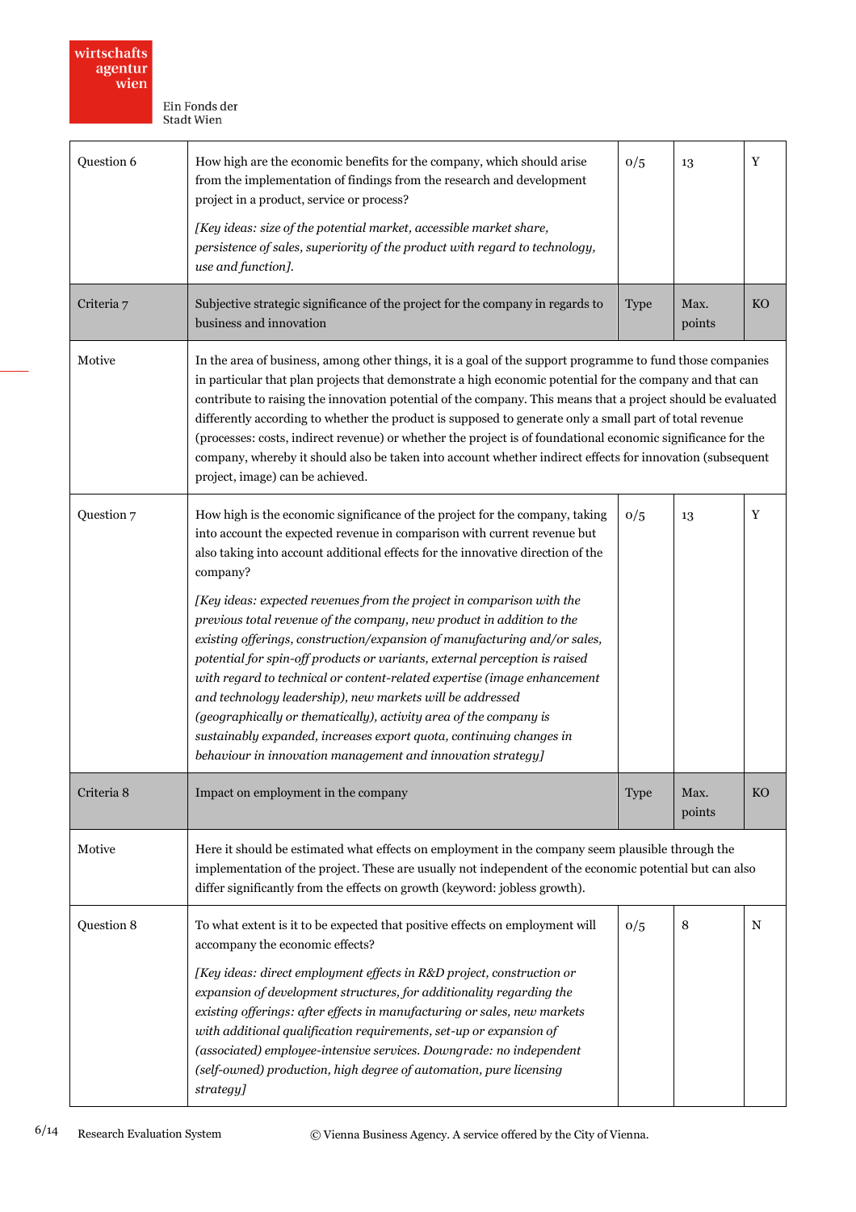| | | | | |
|---|---|---|---|---|
| Question 6 | How high are the economic benefits for the company, which should arise from the implementation of findings from the research and development project in a product, service or process?<br><br>*[Key ideas: size of the potential market, accessible market share, persistence of sales, superiority of the product with regard to technology, use and function].* | 0/5 | 13 | Y |
| Criteria 7 | Subjective strategic significance of the project for the company in regards to business and innovation | Type | Max. points | KO |
| Motive | In the area of business, among other things, it is a goal of the support programme to fund those companies in particular that plan projects that demonstrate a high economic potential for the company and that can contribute to raising the innovation potential of the company. This means that a project should be evaluated differently according to whether the product is supposed to generate only a small part of total revenue (processes: costs, indirect revenue) or whether the project is of foundational economic significance for the company, whereby it should also be taken into account whether indirect effects for innovation (subsequent project, image) can be achieved. | | | |
| Question 7 | How high is the economic significance of the project for the company, taking into account the expected revenue in comparison with current revenue but also taking into account additional effects for the innovative direction of the company?<br><br>*[Key ideas: expected revenues from the project in comparison with the previous total revenue of the company, new product in addition to the existing offerings, construction/expansion of manufacturing and/or sales, potential for spin-off products or variants, external perception is raised with regard to technical or content-related expertise (image enhancement and technology leadership), new markets will be addressed (geographically or thematically), activity area of the company is sustainably expanded, increases export quota, continuing changes in behaviour in innovation management and innovation strategy]* | 0/5 | 13 | Y |
| Criteria 8 | Impact on employment in the company | Type | Max. points | KO |
| Motive | Here it should be estimated what effects on employment in the company seem plausible through the implementation of the project. These are usually not independent of the economic potential but can also differ significantly from the effects on growth (keyword: jobless growth). | | | |
| Question 8 | To what extent is it to be expected that positive effects on employment will accompany the economic effects?<br><br>*[Key ideas: direct employment effects in R&D project, construction or expansion of development structures, for additionality regarding the existing offerings: after effects in manufacturing or sales, new markets with additional qualification requirements, set-up or expansion of (associated) employee-intensive services. Downgrade: no independent (self-owned) production, high degree of automation, pure licensing strategy]* | 0/5 | 8 | N |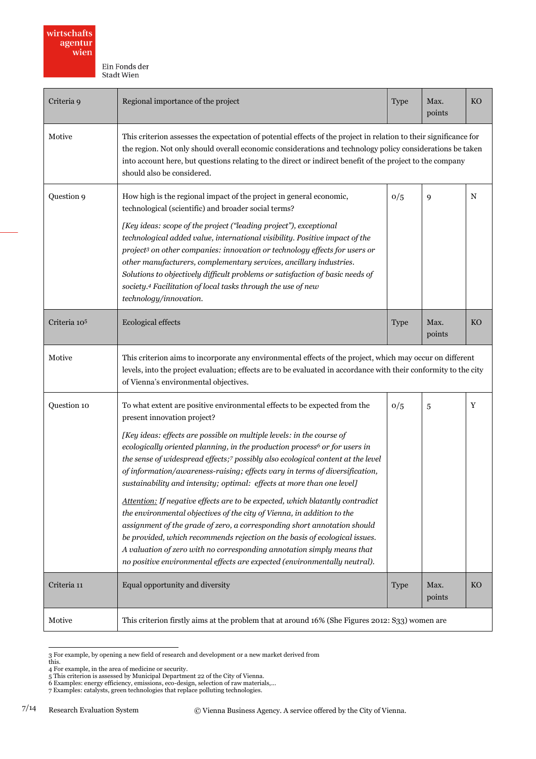| Criteria 9 | Regional importance of the project | Type | Max. points | KO |
|---|---|---|---|---|
| Motive | This criterion assesses the expectation of potential effects of the project in relation to their significance for the region. Not only should overall economic considerations and technology policy considerations be taken into account here, but questions relating to the direct or indirect benefit of the project to the company should also be considered. | | | |
| Question 9 | How high is the regional impact of the project in general economic, technological (scientific) and broader social terms?<br><br>*[Key ideas: scope of the project ("leading project"), exceptional technological added value, international visibility. Positive impact of the project[3] on other companies: innovation or technology effects for users or other manufacturers, complementary services, ancillary industries. Solutions to objectively difficult problems or satisfaction of basic needs of society.[4] Facilitation of local tasks through the use of new technology/innovation.* | 0/5 | 9 | N |
| Criteria 10[5] | Ecological effects | Type | Max. points | KO |
| Motive | This criterion aims to incorporate any environmental effects of the project, which may occur on different levels, into the project evaluation; effects are to be evaluated in accordance with their conformity to the city of Vienna's environmental objectives. | | | |
| Question 10 | To what extent are positive environmental effects to be expected from the present innovation project?<br><br>*[Key ideas: effects are possible on multiple levels: in the course of ecologically oriented planning, in the production process[6] or for users in the sense of widespread effects;[7] possibly also ecological content at the level of information/awareness-raising; effects vary in terms of diversification, sustainability and intensity; optimal: effects at more than one level]*<br><br>*<u>Attention:</u> If negative effects are to be expected, which blatantly contradict the environmental objectives of the city of Vienna, in addition to the assignment of the grade of zero, a corresponding short annotation should be provided, which recommends rejection on the basis of ecological issues. A valuation of zero with no corresponding annotation simply means that no positive environmental effects are expected (environmentally neutral).* | 0/5 | 5 | Y |
| Criteria 11 | Equal opportunity and diversity | Type | Max. points | KO |
| Motive | This criterion firstly aims at the problem that at around 16% (She Figures 2012: S33) women are | | | |

3 For example, by opening a new field of research and development or a new market derived from this.
4 For example, in the area of medicine or security.
5 This criterion is assessed by Municipal Department 22 of the City of Vienna.
6 Examples: energy efficiency, emissions, eco-design, selection of raw materials,...
7 Examples: catalysts, green technologies that replace polluting technologies.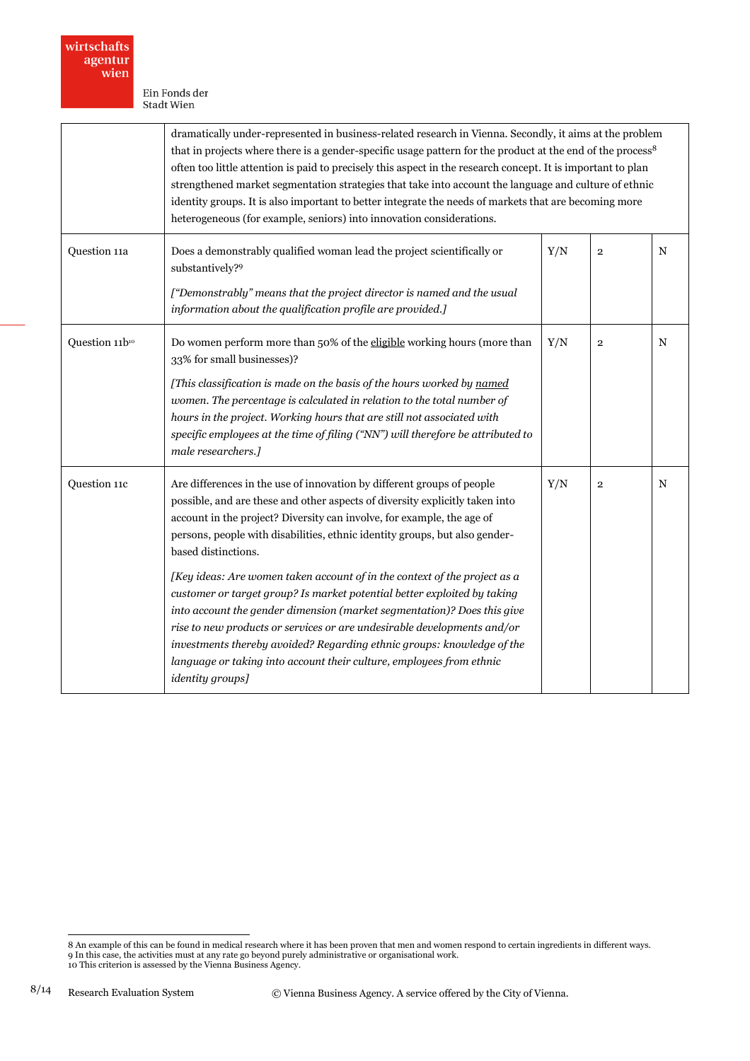| | | | | |
|---|---|---|---|---|
| | dramatically under-represented in business-related research in Vienna. Secondly, it aims at the problem that in projects where there is a gender-specific usage pattern for the product at the end of the process[8] often too little attention is paid to precisely this aspect in the research concept. It is important to plan strengthened market segmentation strategies that take into account the language and culture of ethnic identity groups. It is also important to better integrate the needs of markets that are becoming more heterogeneous (for example, seniors) into innovation considerations. | | | |
| Question 11a | Does a demonstrably qualified woman lead the project scientifically or substantively?[9] *["Demonstrably" means that the project director is named and the usual information about the qualification profile are provided.]* | Y/N | 2 | N |
| Question 11b[10] | Do women perform more than 50% of the <u>eligible</u> working hours (more than 33% for small businesses)? *[This classification is made on the basis of the hours worked by <u>named</u> women. The percentage is calculated in relation to the total number of hours in the project. Working hours that are still not associated with specific employees at the time of filing ("NN") will therefore be attributed to male researchers.]* | Y/N | 2 | N |
| Question 11c | Are differences in the use of innovation by different groups of people possible, and are these and other aspects of diversity explicitly taken into account in the project? Diversity can involve, for example, the age of persons, people with disabilities, ethnic identity groups, but also gender-based distinctions. *[Key ideas: Are women taken account of in the context of the project as a customer or target group? Is market potential better exploited by taking into account the gender dimension (market segmentation)? Does this give rise to new products or services or are undesirable developments and/or investments thereby avoided? Regarding ethnic groups: knowledge of the language or taking into account their culture, employees from ethnic identity groups]* | Y/N | 2 | N |

8 An example of this can be found in medical research where it has been proven that men and women respond to certain ingredients in different ways.
9 In this case, the activities must at any rate go beyond purely administrative or organisational work.
10 This criterion is assessed by the Vienna Business Agency.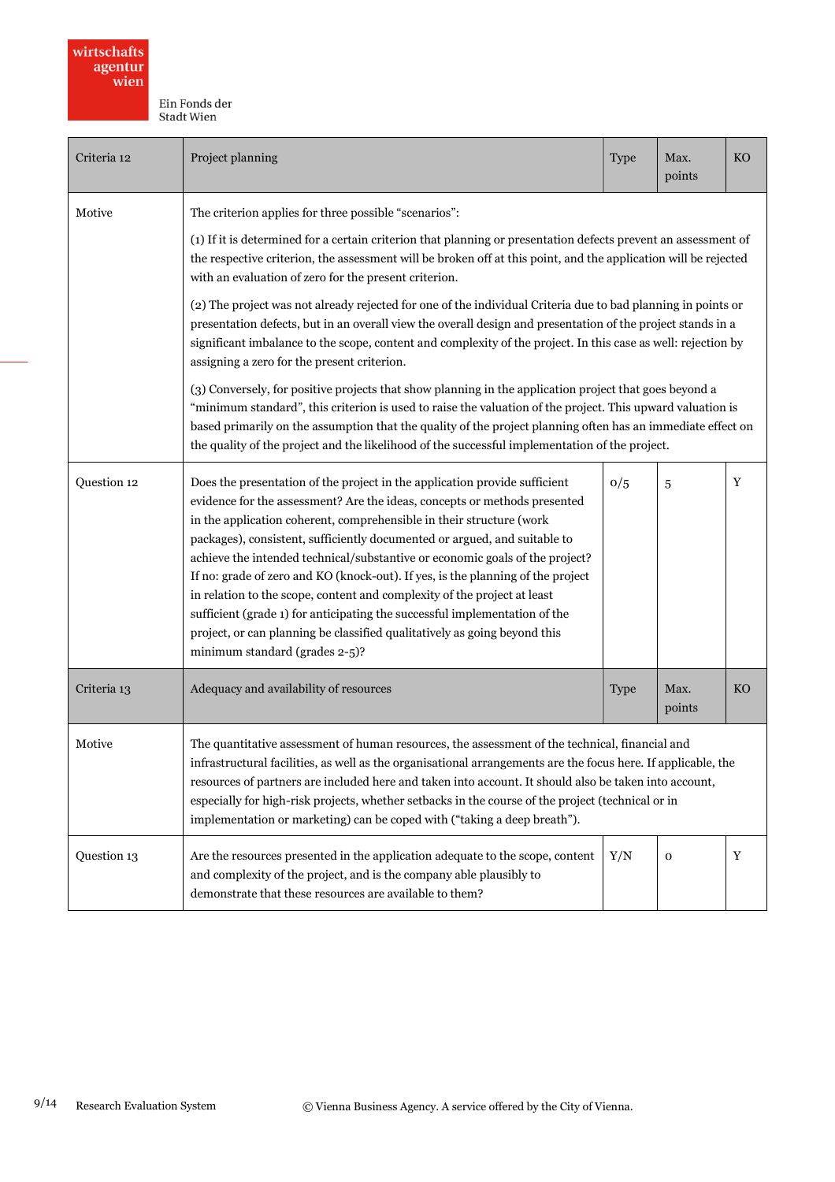| Criteria 12 | Project planning | Type | Max. points | KO |
|---|---|---|---|---|
| Motive | The criterion applies for three possible “scenarios”:<br><br>(1) If it is determined for a certain criterion that planning or presentation defects prevent an assessment of the respective criterion, the assessment will be broken off at this point, and the application will be rejected with an evaluation of zero for the present criterion.<br><br>(2) The project was not already rejected for one of the individual Criteria due to bad planning in points or presentation defects, but in an overall view the overall design and presentation of the project stands in a significant imbalance to the scope, content and complexity of the project. In this case as well: rejection by assigning a zero for the present criterion.<br><br>(3) Conversely, for positive projects that show planning in the application project that goes beyond a “minimum standard”, this criterion is used to raise the valuation of the project. This upward valuation is based primarily on the assumption that the quality of the project planning often has an immediate effect on the quality of the project and the likelihood of the successful implementation of the project. | | | |
| Question 12 | Does the presentation of the project in the application provide sufficient evidence for the assessment? Are the ideas, concepts or methods presented in the application coherent, comprehensible in their structure (work packages), consistent, sufficiently documented or argued, and suitable to achieve the intended technical/substantive or economic goals of the project? If no: grade of zero and KO (knock-out). If yes, is the planning of the project in relation to the scope, content and complexity of the project at least sufficient (grade 1) for anticipating the successful implementation of the project, or can planning be classified qualitatively as going beyond this minimum standard (grades 2-5)? | 0/5 | 5 | Y |
| **Criteria 13** | **Adequacy and availability of resources** | **Type** | **Max. points** | **KO** |
| Motive | The quantitative assessment of human resources, the assessment of the technical, financial and infrastructural facilities, as well as the organisational arrangements are the focus here. If applicable, the resources of partners are included here and taken into account. It should also be taken into account, especially for high-risk projects, whether setbacks in the course of the project (technical or in implementation or marketing) can be coped with (“taking a deep breath”). | | | |
| Question 13 | Are the resources presented in the application adequate to the scope, content and complexity of the project, and is the company able plausibly to demonstrate that these resources are available to them? | Y/N | 0 | Y |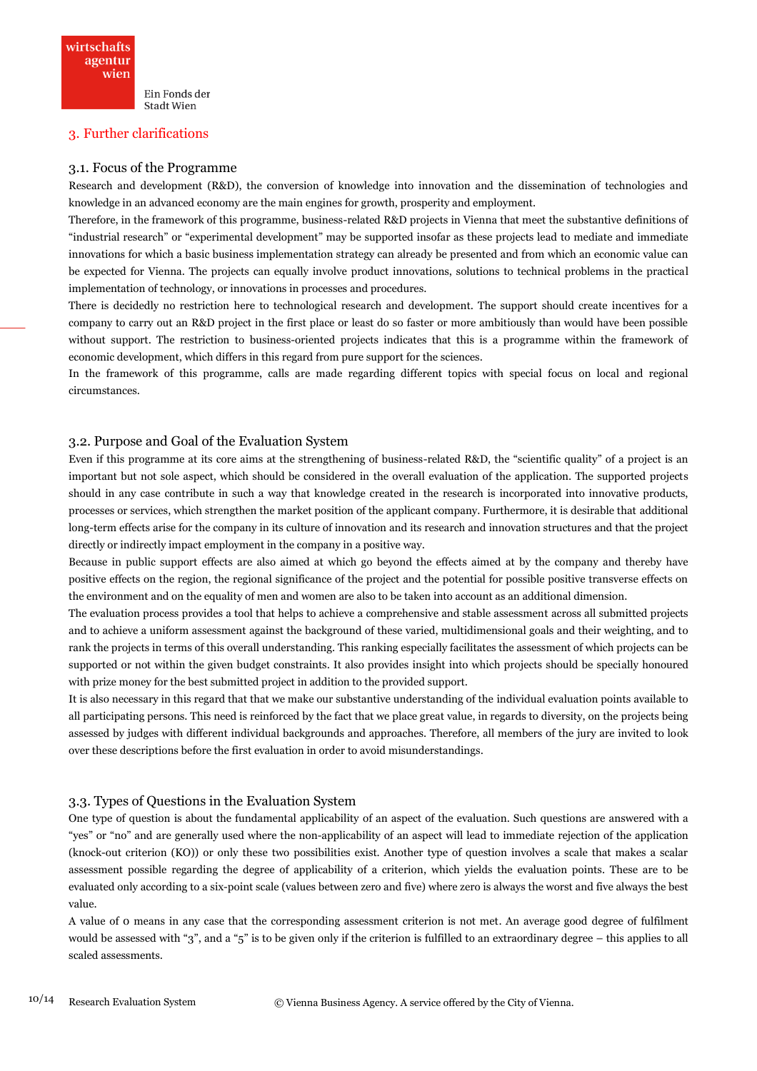## 3. Further clarifications

### 3.1. Focus of the Programme

Research and development (R&D), the conversion of knowledge into innovation and the dissemination of technologies and knowledge in an advanced economy are the main engines for growth, prosperity and employment.

Therefore, in the framework of this programme, business-related R&D projects in Vienna that meet the substantive definitions of "industrial research" or "experimental development" may be supported insofar as these projects lead to mediate and immediate innovations for which a basic business implementation strategy can already be presented and from which an economic value can be expected for Vienna. The projects can equally involve product innovations, solutions to technical problems in the practical implementation of technology, or innovations in processes and procedures.

There is decidedly no restriction here to technological research and development. The support should create incentives for a company to carry out an R&D project in the first place or least do so faster or more ambitiously than would have been possible without support. The restriction to business-oriented projects indicates that this is a programme within the framework of economic development, which differs in this regard from pure support for the sciences.

In the framework of this programme, calls are made regarding different topics with special focus on local and regional circumstances.

### 3.2. Purpose and Goal of the Evaluation System

Even if this programme at its core aims at the strengthening of business-related R&D, the "scientific quality" of a project is an important but not sole aspect, which should be considered in the overall evaluation of the application. The supported projects should in any case contribute in such a way that knowledge created in the research is incorporated into innovative products, processes or services, which strengthen the market position of the applicant company. Furthermore, it is desirable that additional long-term effects arise for the company in its culture of innovation and its research and innovation structures and that the project directly or indirectly impact employment in the company in a positive way.

Because in public support effects are also aimed at which go beyond the effects aimed at by the company and thereby have positive effects on the region, the regional significance of the project and the potential for possible positive transverse effects on the environment and on the equality of men and women are also to be taken into account as an additional dimension.

The evaluation process provides a tool that helps to achieve a comprehensive and stable assessment across all submitted projects and to achieve a uniform assessment against the background of these varied, multidimensional goals and their weighting, and to rank the projects in terms of this overall understanding. This ranking especially facilitates the assessment of which projects can be supported or not within the given budget constraints. It also provides insight into which projects should be specially honoured with prize money for the best submitted project in addition to the provided support.

It is also necessary in this regard that that we make our substantive understanding of the individual evaluation points available to all participating persons. This need is reinforced by the fact that we place great value, in regards to diversity, on the projects being assessed by judges with different individual backgrounds and approaches. Therefore, all members of the jury are invited to look over these descriptions before the first evaluation in order to avoid misunderstandings.

### 3.3. Types of Questions in the Evaluation System

One type of question is about the fundamental applicability of an aspect of the evaluation. Such questions are answered with a "yes" or "no" and are generally used where the non-applicability of an aspect will lead to immediate rejection of the application (knock-out criterion (KO)) or only these two possibilities exist. Another type of question involves a scale that makes a scalar assessment possible regarding the degree of applicability of a criterion, which yields the evaluation points. These are to be evaluated only according to a six-point scale (values between zero and five) where zero is always the worst and five always the best value.

A value of 0 means in any case that the corresponding assessment criterion is not met. An average good degree of fulfilment would be assessed with "3", and a "5" is to be given only if the criterion is fulfilled to an extraordinary degree – this applies to all scaled assessments.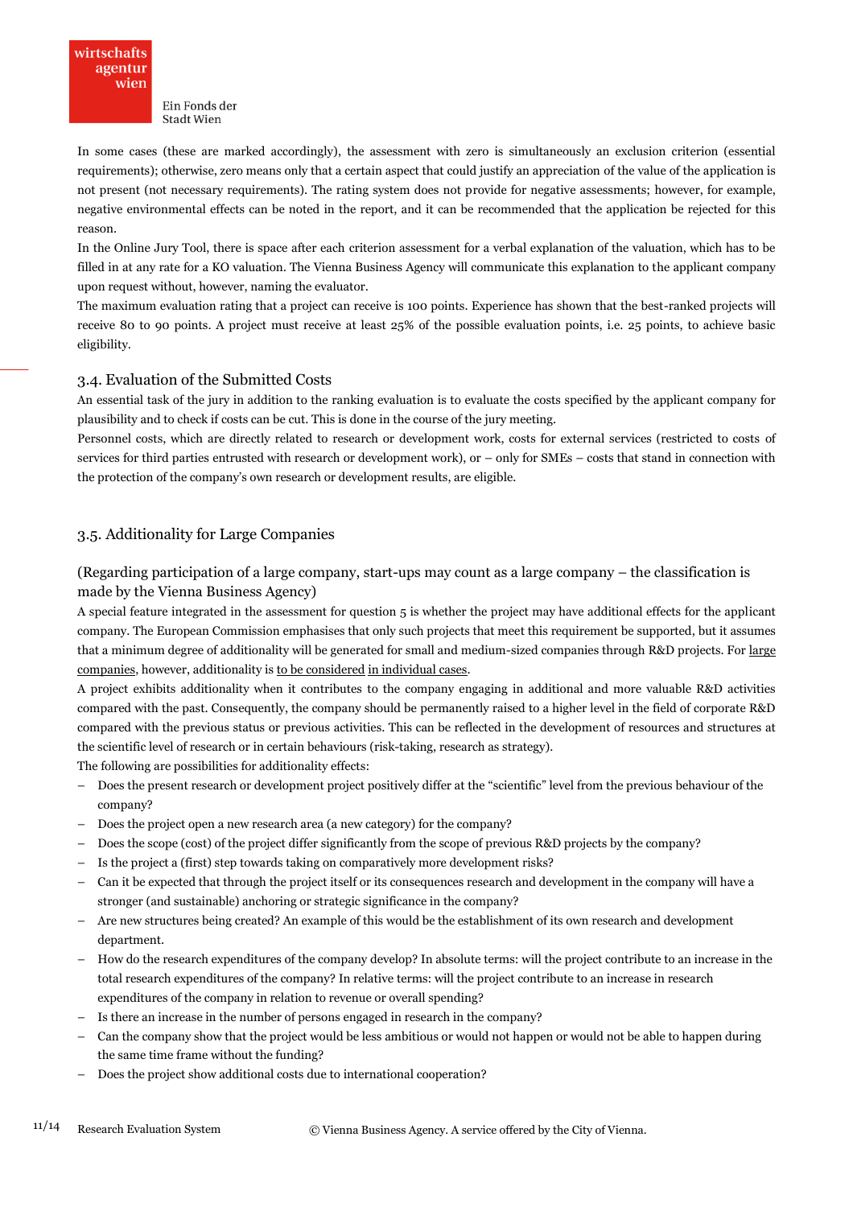In some cases (these are marked accordingly), the assessment with zero is simultaneously an exclusion criterion (essential requirements); otherwise, zero means only that a certain aspect that could justify an appreciation of the value of the application is not present (not necessary requirements). The rating system does not provide for negative assessments; however, for example, negative environmental effects can be noted in the report, and it can be recommended that the application be rejected for this reason.

In the Online Jury Tool, there is space after each criterion assessment for a verbal explanation of the valuation, which has to be filled in at any rate for a KO valuation. The Vienna Business Agency will communicate this explanation to the applicant company upon request without, however, naming the evaluator.

The maximum evaluation rating that a project can receive is 100 points. Experience has shown that the best-ranked projects will receive 80 to 90 points. A project must receive at least 25% of the possible evaluation points, i.e. 25 points, to achieve basic eligibility.

## 3.4. Evaluation of the Submitted Costs

An essential task of the jury in addition to the ranking evaluation is to evaluate the costs specified by the applicant company for plausibility and to check if costs can be cut. This is done in the course of the jury meeting.

Personnel costs, which are directly related to research or development work, costs for external services (restricted to costs of services for third parties entrusted with research or development work), or – only for SMEs – costs that stand in connection with the protection of the company's own research or development results, are eligible.

## 3.5. Additionality for Large Companies

### (Regarding participation of a large company, start-ups may count as a large company – the classification is made by the Vienna Business Agency)

A special feature integrated in the assessment for question 5 is whether the project may have additional effects for the applicant company. The European Commission emphasises that only such projects that meet this requirement be supported, but it assumes that a minimum degree of additionality will be generated for small and medium-sized companies through R&D projects. For large companies, however, additionality is to be considered in individual cases.

A project exhibits additionality when it contributes to the company engaging in additional and more valuable R&D activities compared with the past. Consequently, the company should be permanently raised to a higher level in the field of corporate R&D compared with the previous status or previous activities. This can be reflected in the development of resources and structures at the scientific level of research or in certain behaviours (risk-taking, research as strategy).

The following are possibilities for additionality effects:

- Does the present research or development project positively differ at the "scientific" level from the previous behaviour of the company?
- Does the project open a new research area (a new category) for the company?
- Does the scope (cost) of the project differ significantly from the scope of previous R&D projects by the company?
- Is the project a (first) step towards taking on comparatively more development risks?
- Can it be expected that through the project itself or its consequences research and development in the company will have a stronger (and sustainable) anchoring or strategic significance in the company?
- Are new structures being created? An example of this would be the establishment of its own research and development department.
- How do the research expenditures of the company develop? In absolute terms: will the project contribute to an increase in the total research expenditures of the company? In relative terms: will the project contribute to an increase in research expenditures of the company in relation to revenue or overall spending?
- Is there an increase in the number of persons engaged in research in the company?
- Can the company show that the project would be less ambitious or would not happen or would not be able to happen during the same time frame without the funding?
- Does the project show additional costs due to international cooperation?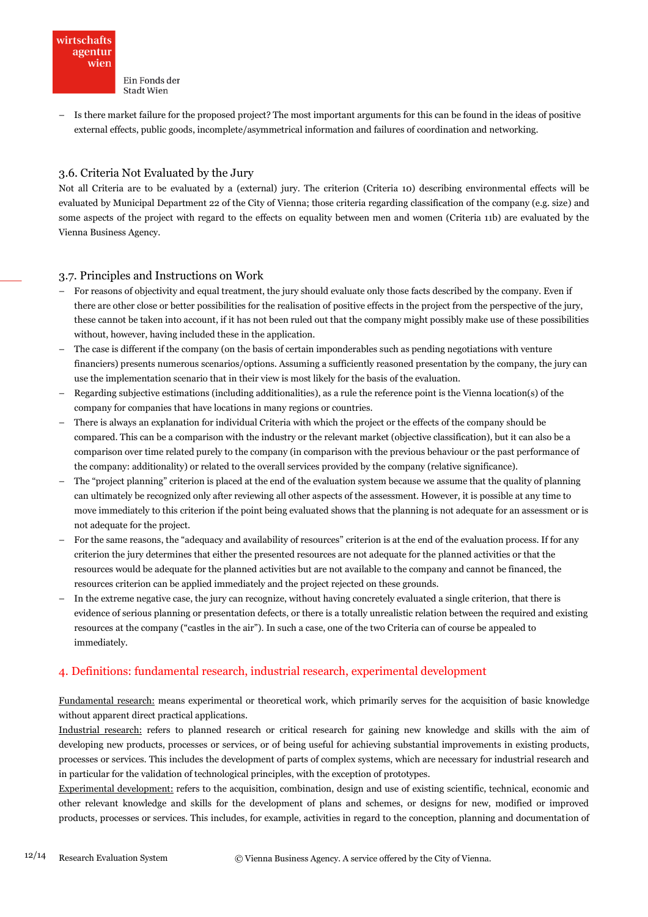- Is there market failure for the proposed project? The most important arguments for this can be found in the ideas of positive external effects, public goods, incomplete/asymmetrical information and failures of coordination and networking.

### 3.6. Criteria Not Evaluated by the Jury

Not all Criteria are to be evaluated by a (external) jury. The criterion (Criteria 10) describing environmental effects will be evaluated by Municipal Department 22 of the City of Vienna; those criteria regarding classification of the company (e.g. size) and some aspects of the project with regard to the effects on equality between men and women (Criteria 11b) are evaluated by the Vienna Business Agency.

### 3.7. Principles and Instructions on Work

- For reasons of objectivity and equal treatment, the jury should evaluate only those facts described by the company. Even if there are other close or better possibilities for the realisation of positive effects in the project from the perspective of the jury, these cannot be taken into account, if it has not been ruled out that the company might possibly make use of these possibilities without, however, having included these in the application.
- The case is different if the company (on the basis of certain imponderables such as pending negotiations with venture financiers) presents numerous scenarios/options. Assuming a sufficiently reasoned presentation by the company, the jury can use the implementation scenario that in their view is most likely for the basis of the evaluation.
- Regarding subjective estimations (including additionalities), as a rule the reference point is the Vienna location(s) of the company for companies that have locations in many regions or countries.
- There is always an explanation for individual Criteria with which the project or the effects of the company should be compared. This can be a comparison with the industry or the relevant market (objective classification), but it can also be a comparison over time related purely to the company (in comparison with the previous behaviour or the past performance of the company: additionality) or related to the overall services provided by the company (relative significance).
- The "project planning" criterion is placed at the end of the evaluation system because we assume that the quality of planning can ultimately be recognized only after reviewing all other aspects of the assessment. However, it is possible at any time to move immediately to this criterion if the point being evaluated shows that the planning is not adequate for an assessment or is not adequate for the project.
- For the same reasons, the "adequacy and availability of resources" criterion is at the end of the evaluation process. If for any criterion the jury determines that either the presented resources are not adequate for the planned activities or that the resources would be adequate for the planned activities but are not available to the company and cannot be financed, the resources criterion can be applied immediately and the project rejected on these grounds.
- In the extreme negative case, the jury can recognize, without having concretely evaluated a single criterion, that there is evidence of serious planning or presentation defects, or there is a totally unrealistic relation between the required and existing resources at the company ("castles in the air"). In such a case, one of the two Criteria can of course be appealed to immediately.

## 4. Definitions: fundamental research, industrial research, experimental development

Fundamental research: means experimental or theoretical work, which primarily serves for the acquisition of basic knowledge without apparent direct practical applications.

Industrial research: refers to planned research or critical research for gaining new knowledge and skills with the aim of developing new products, processes or services, or of being useful for achieving substantial improvements in existing products, processes or services. This includes the development of parts of complex systems, which are necessary for industrial research and in particular for the validation of technological principles, with the exception of prototypes.

Experimental development: refers to the acquisition, combination, design and use of existing scientific, technical, economic and other relevant knowledge and skills for the development of plans and schemes, or designs for new, modified or improved products, processes or services. This includes, for example, activities in regard to the conception, planning and documentation of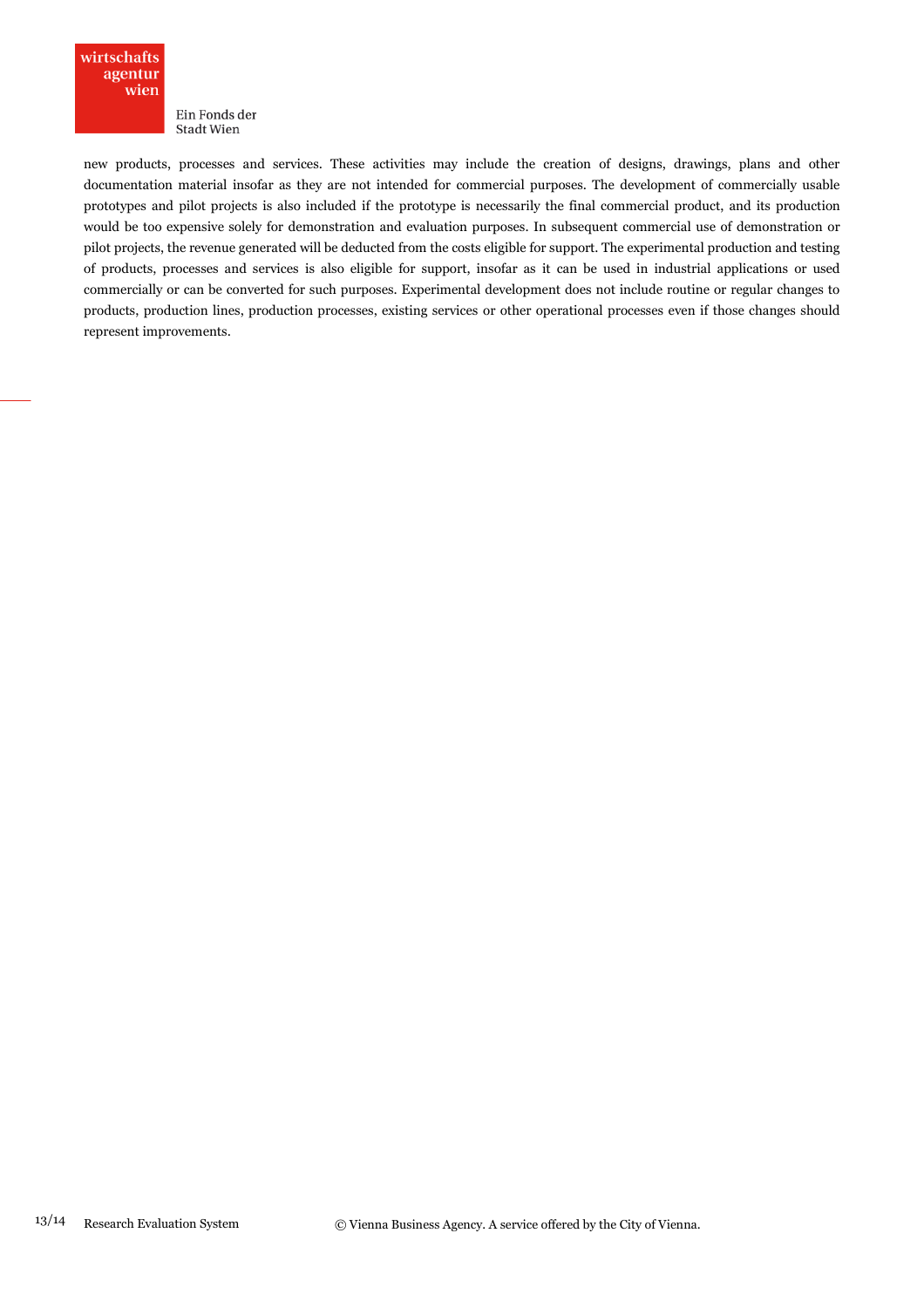new products, processes and services. These activities may include the creation of designs, drawings, plans and other documentation material insofar as they are not intended for commercial purposes. The development of commercially usable prototypes and pilot projects is also included if the prototype is necessarily the final commercial product, and its production would be too expensive solely for demonstration and evaluation purposes. In subsequent commercial use of demonstration or pilot projects, the revenue generated will be deducted from the costs eligible for support. The experimental production and testing of products, processes and services is also eligible for support, insofar as it can be used in industrial applications or used commercially or can be converted for such purposes. Experimental development does not include routine or regular changes to products, production lines, production processes, existing services or other operational processes even if those changes should represent improvements.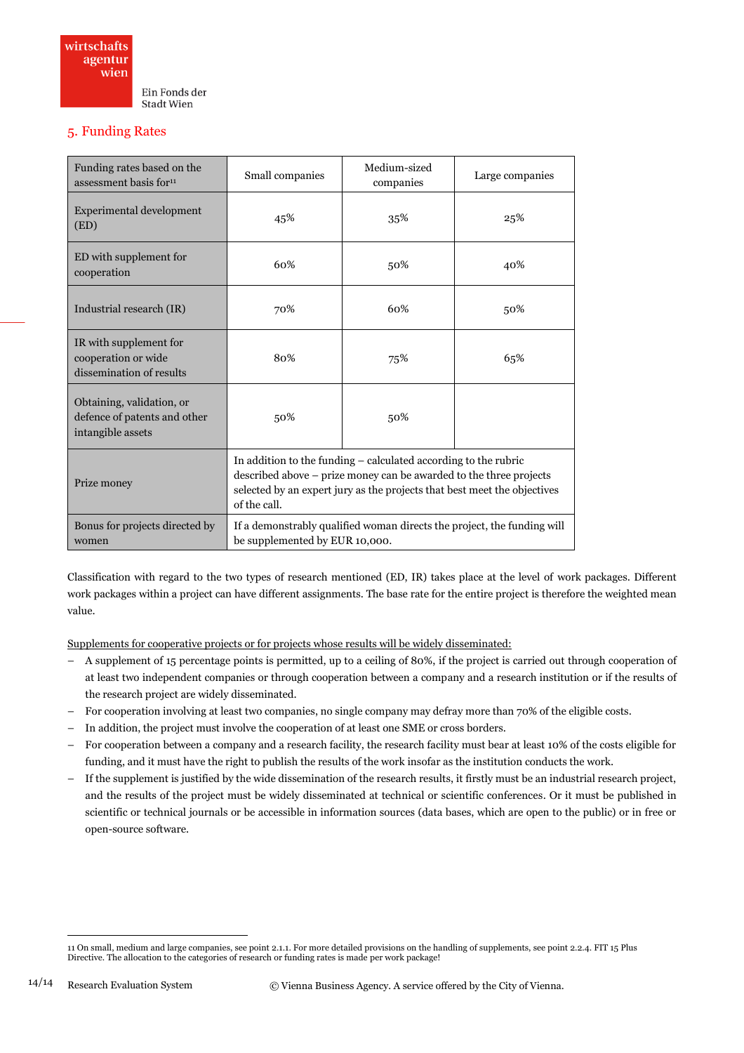## 5. Funding Rates

| Funding rates based on the assessment basis for[11] | Small companies | Medium-sized companies | Large companies |
|---|---|---|---|
| Experimental development (ED) | 45% | 35% | 25% |
| ED with supplement for cooperation | 60% | 50% | 40% |
| Industrial research (IR) | 70% | 60% | 50% |
| IR with supplement for cooperation or wide dissemination of results | 80% | 75% | 65% |
| Obtaining, validation, or defence of patents and other intangible assets | 50% | 50% | |
| Prize money | In addition to the funding – calculated according to the rubric described above – prize money can be awarded to the three projects selected by an expert jury as the projects that best meet the objectives of the call. | | |
| Bonus for projects directed by women | If a demonstrably qualified woman directs the project, the funding will be supplemented by EUR 10,000. | | |

Classification with regard to the two types of research mentioned (ED, IR) takes place at the level of work packages. Different work packages within a project can have different assignments. The base rate for the entire project is therefore the weighted mean value.

Supplements for cooperative projects or for projects whose results will be widely disseminated:

- A supplement of 15 percentage points is permitted, up to a ceiling of 80%, if the project is carried out through cooperation of at least two independent companies or through cooperation between a company and a research institution or if the results of the research project are widely disseminated.
- For cooperation involving at least two companies, no single company may defray more than 70% of the eligible costs.
- In addition, the project must involve the cooperation of at least one SME or cross borders.
- For cooperation between a company and a research facility, the research facility must bear at least 10% of the costs eligible for funding, and it must have the right to publish the results of the work insofar as the institution conducts the work.
- If the supplement is justified by the wide dissemination of the research results, it firstly must be an industrial research project, and the results of the project must be widely disseminated at technical or scientific conferences. Or it must be published in scientific or technical journals or be accessible in information sources (data bases, which are open to the public) or in free or open-source software.

---

11 On small, medium and large companies, see point 2.1.1. For more detailed provisions on the handling of supplements, see point 2.2.4. FIT 15 Plus Directive. The allocation to the categories of research or funding rates is made per work package!